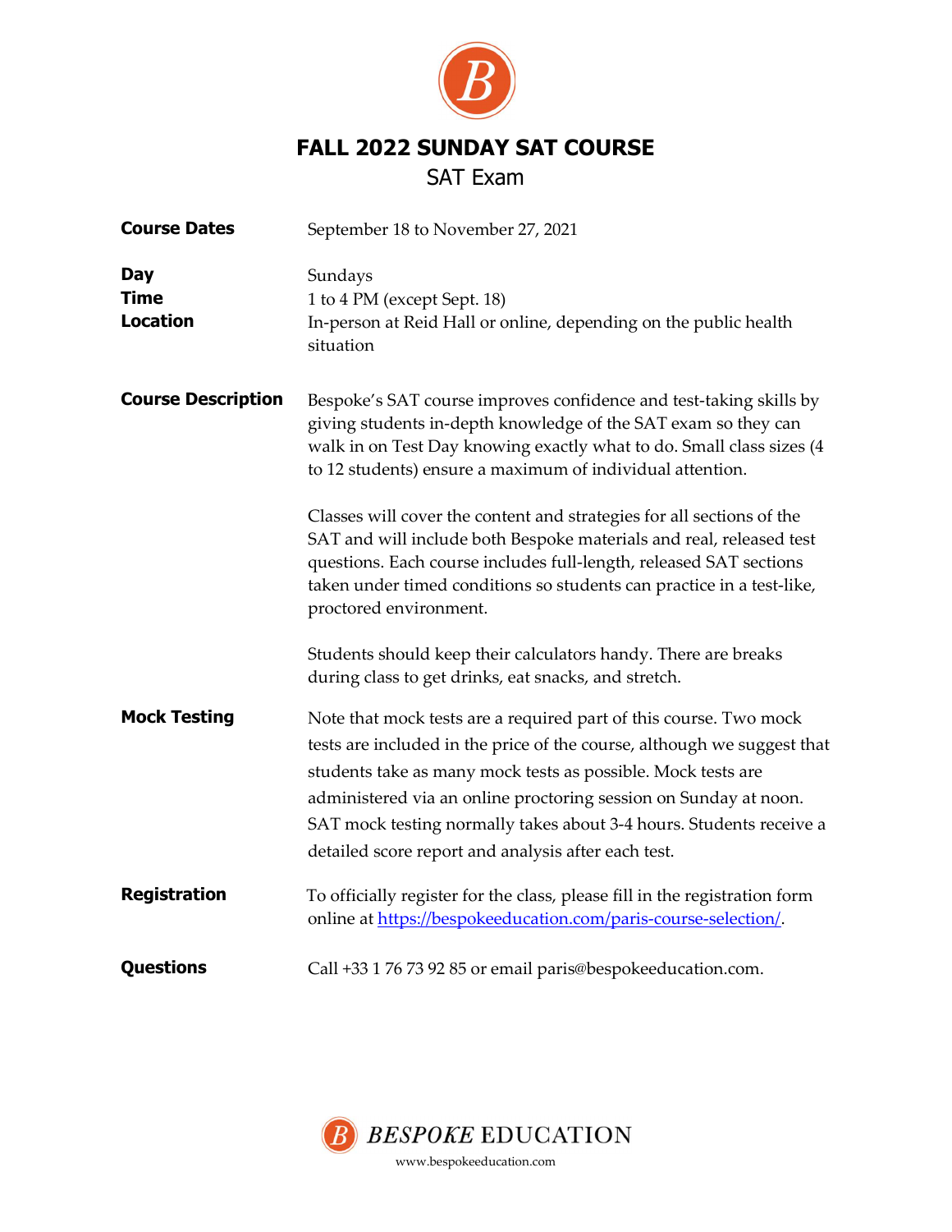# FALL 2022 SUNDAY SAT COURSE

## SAT Exam

| | |
|---|---|
| **Course Dates** | September 18 to November 27, 2021 |
| **Day** | Sundays |
| **Time** | 1 to 4 PM (except Sept. 18) |
| **Location** | In-person at Reid Hall or online, depending on the public health situation |

**Course Description**

Bespoke's SAT course improves confidence and test-taking skills by giving students in-depth knowledge of the SAT exam so they can walk in on Test Day knowing exactly what to do. Small class sizes (4 to 12 students) ensure a maximum of individual attention.

Classes will cover the content and strategies for all sections of the SAT and will include both Bespoke materials and real, released test questions. Each course includes full-length, released SAT sections taken under timed conditions so students can practice in a test-like, proctored environment.

Students should keep their calculators handy. There are breaks during class to get drinks, eat snacks, and stretch.

**Mock Testing**

Note that mock tests are a required part of this course. Two mock tests are included in the price of the course, although we suggest that students take as many mock tests as possible. Mock tests are administered via an online proctoring session on Sunday at noon. SAT mock testing normally takes about 3-4 hours. Students receive a detailed score report and analysis after each test.

**Registration**

To officially register for the class, please fill in the registration form online at https://bespokeeducation.com/paris-course-selection/.

**Questions**

Call +33 1 76 73 92 85 or email paris@bespokeeducation.com.

BESPOKE EDUCATION

www.bespokeeducation.com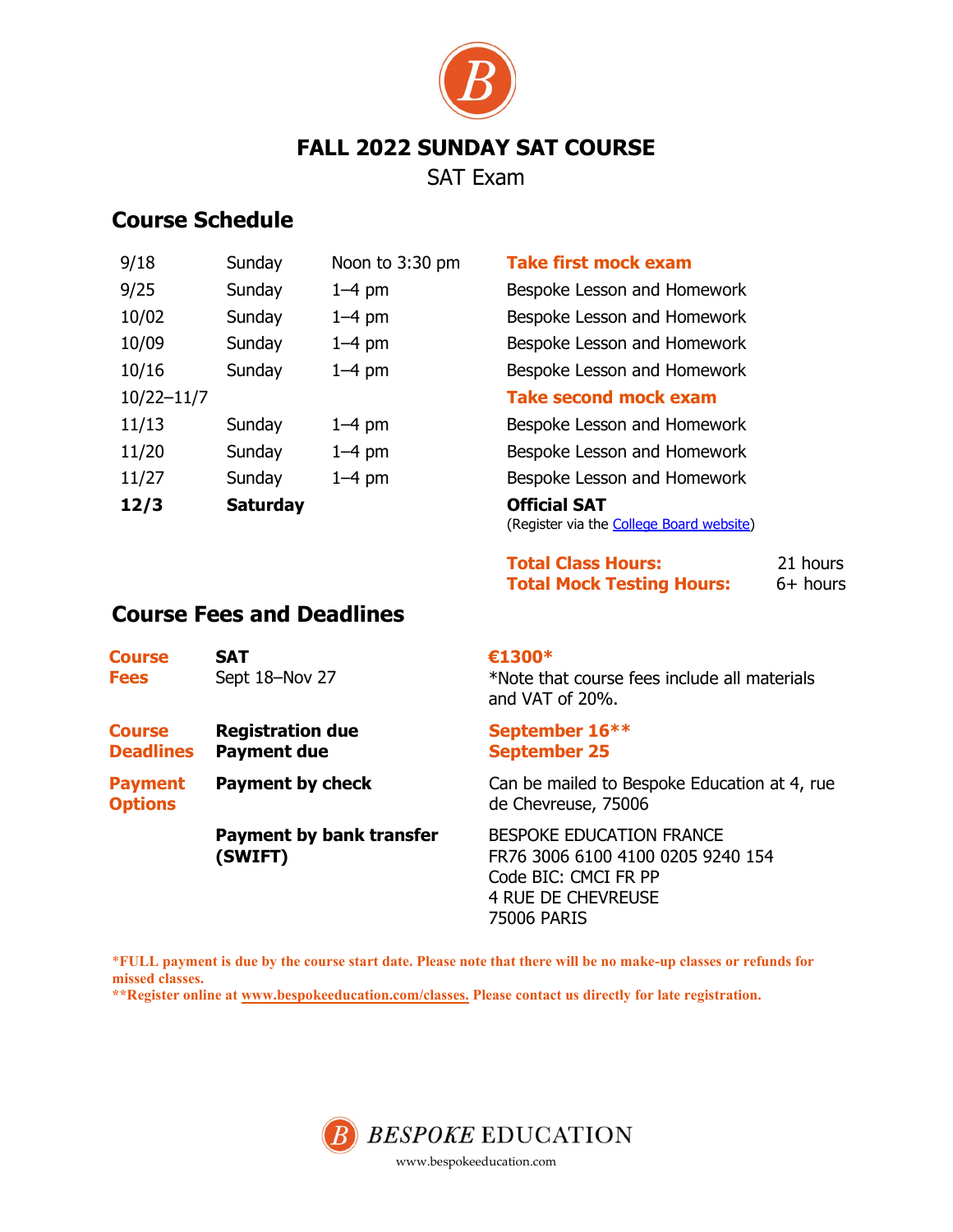# FALL 2022 SUNDAY SAT COURSE

SAT Exam

## Course Schedule

| | | | |
|---|---|---|---|
| 9/18 | Sunday | Noon to 3:30 pm | **Take first mock exam** |
| 9/25 | Sunday | 1–4 pm | Bespoke Lesson and Homework |
| 10/02 | Sunday | 1–4 pm | Bespoke Lesson and Homework |
| 10/09 | Sunday | 1–4 pm | Bespoke Lesson and Homework |
| 10/16 | Sunday | 1–4 pm | Bespoke Lesson and Homework |
| 10/22–11/7 | | | **Take second mock exam** |
| 11/13 | Sunday | 1–4 pm | Bespoke Lesson and Homework |
| 11/20 | Sunday | 1–4 pm | Bespoke Lesson and Homework |
| 11/27 | Sunday | 1–4 pm | Bespoke Lesson and Homework |
| **12/3** | **Saturday** | | **Official SAT** (Register via the College Board website) |

**Total Class Hours:** 21 hours
**Total Mock Testing Hours:** 6+ hours

## Course Fees and Deadlines

| | | |
|---|---|---|
| **Course Fees** | **SAT** Sept 18–Nov 27 | **€1300*** *Note that course fees include all materials and VAT of 20%. |
| **Course Deadlines** | **Registration due** | **September 16**** |
| | **Payment due** | **September 25** |
| **Payment Options** | **Payment by check** | Can be mailed to Bespoke Education at 4, rue de Chevreuse, 75006 |
| | **Payment by bank transfer (SWIFT)** | BESPOKE EDUCATION FRANCE<br>FR76 3006 6100 4100 0205 9240 154<br>Code BIC: CMCI FR PP<br>4 RUE DE CHEVREUSE<br>75006 PARIS |

***FULL payment is due by the course start date. Please note that there will be no make-up classes or refunds for missed classes.**
****Register online at www.bespokeeducation.com/classes. Please contact us directly for late registration.**

BESPOKE EDUCATION
www.bespokeeducation.com